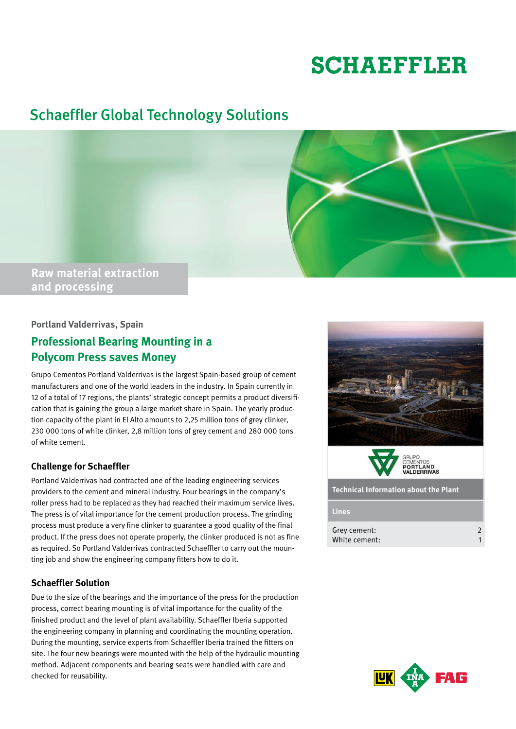# SCHAEFFLER

## Schaeffler Global Technology Solutions

**Raw material extraction and processing**

**Portland Valderrivas, Spain**

## Professional Bearing Mounting in a Polycom Press saves Money

Grupo Cementos Portland Valderrivas is the largest Spain-based group of cement manufacturers and one of the world leaders in the industry. In Spain currently in 12 of a total of 17 regions, the plants' strategic concept permits a product diversification that is gaining the group a large market share in Spain. The yearly production capacity of the plant in El Alto amounts to 2,25 million tons of grey clinker, 230 000 tons of white clinker, 2,8 million tons of grey cement and 280 000 tons of white cement.

### Challenge for Schaeffler

Portland Valderrivas had contracted one of the leading engineering services providers to the cement and mineral industry. Four bearings in the company's roller press had to be replaced as they had reached their maximum service lives. The press is of vital importance for the cement production process. The grinding process must produce a very fine clinker to guarantee a good quality of the final product. If the press does not operate properly, the clinker produced is not as fine as required. So Portland Valderrivas contracted Schaeffler to carry out the mounting job and show the engineering company fitters how to do it.

### Schaeffler Solution

Due to the size of the bearings and the importance of the press for the production process, correct bearing mounting is of vital importance for the quality of the finished product and the level of plant availability. Schaeffler Iberia supported the engineering company in planning and coordinating the mounting operation. During the mounting, service experts from Schaeffler Iberia trained the fitters on site. The four new bearings were mounted with the help of the hydraulic mounting method. Adjacent components and bearing seats were handled with care and checked for reusability.

GRUPO CEMENTOS PORTLAND VALDERRIVAS

**Technical Information about the Plant**

| Lines | |
| --- | --- |
| Grey cement: | 2 |
| White cement: | 1 |

LuK INA FAG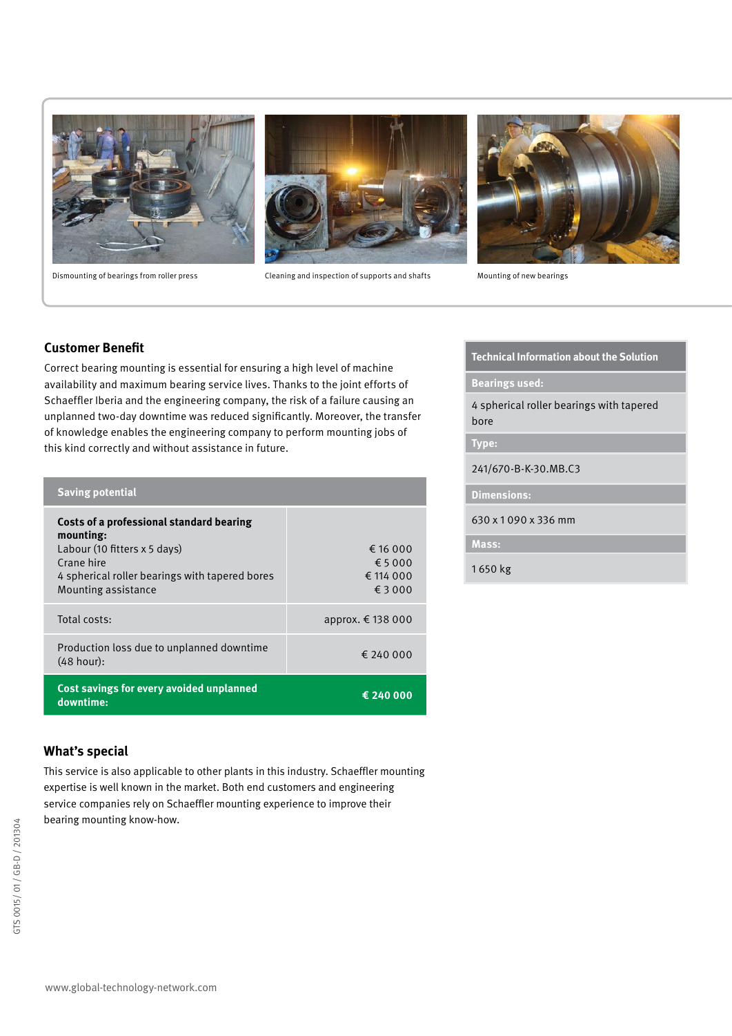Dismounting of bearings from roller press

Cleaning and inspection of supports and shafts

Mounting of new bearings

## Customer Benefit

Correct bearing mounting is essential for ensuring a high level of machine availability and maximum bearing service lives. Thanks to the joint efforts of Schaeffler Iberia and the engineering company, the risk of a failure causing an unplanned two-day downtime was reduced significantly. Moreover, the transfer of knowledge enables the engineering company to perform mounting jobs of this kind correctly and without assistance in future.

| Saving potential | |
|---|---|
| **Costs of a professional standard bearing mounting:**<br>Labour (10 fitters x 5 days)<br>Crane hire<br>4 spherical roller bearings with tapered bores<br>Mounting assistance | <br>€ 16 000<br>€ 5 000<br>€ 114 000<br>€ 3 000 |
| Total costs: | approx. € 138 000 |
| Production loss due to unplanned downtime (48 hour): | € 240 000 |
| **Cost savings for every avoided unplanned downtime:** | **€ 240 000** |

## What's special

This service is also applicable to other plants in this industry. Schaeffler mounting expertise is well known in the market. Both end customers and engineering service companies rely on Schaeffler mounting experience to improve their bearing mounting know-how.

| Technical Information about the Solution |
|---|
| **Bearings used:** |
| 4 spherical roller bearings with tapered bore |
| **Type:** |
| 241/670-B-K-30.MB.C3 |
| **Dimensions:** |
| 630 x 1 090 x 336 mm |
| **Mass:** |
| 1 650 kg |

GTS 0015/ 01 / GB-D / 201304

www.global-technology-network.com